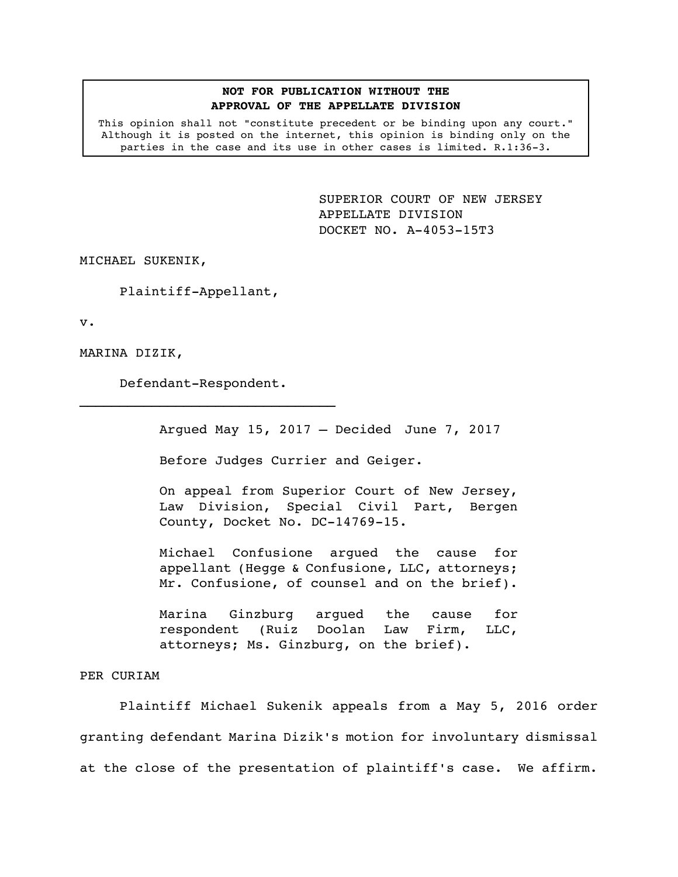**NOT FOR PUBLICATION WITHOUT THE APPROVAL OF THE APPELLATE DIVISION**

This opinion shall not "constitute precedent or be binding upon any court." Although it is posted on the internet, this opinion is binding only on the parties in the case and its use in other cases is limited. R.1:36-3.

SUPERIOR COURT OF NEW JERSEY
APPELLATE DIVISION
DOCKET NO. A-4053-15T3

MICHAEL SUKENIK,

Plaintiff-Appellant,

v.

MARINA DIZIK,

Defendant-Respondent.

---

Argued May 15, 2017 – Decided June 7, 2017

Before Judges Currier and Geiger.

On appeal from Superior Court of New Jersey, Law Division, Special Civil Part, Bergen County, Docket No. DC-14769-15.

Michael Confusione argued the cause for appellant (Hegge & Confusione, LLC, attorneys; Mr. Confusione, of counsel and on the brief).

Marina Ginzburg argued the cause for respondent (Ruiz Doolan Law Firm, LLC, attorneys; Ms. Ginzburg, on the brief).

PER CURIAM

Plaintiff Michael Sukenik appeals from a May 5, 2016 order granting defendant Marina Dizik's motion for involuntary dismissal at the close of the presentation of plaintiff's case. We affirm.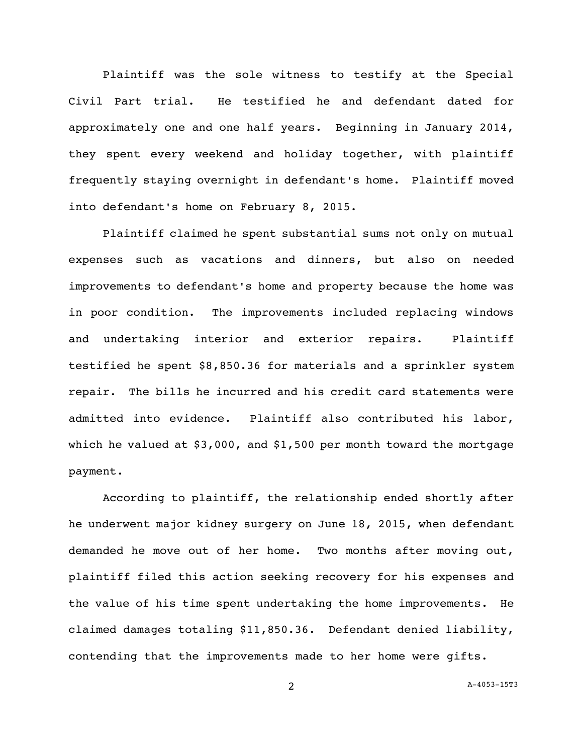Plaintiff was the sole witness to testify at the Special Civil Part trial. He testified he and defendant dated for approximately one and one half years. Beginning in January 2014, they spent every weekend and holiday together, with plaintiff frequently staying overnight in defendant's home. Plaintiff moved into defendant's home on February 8, 2015.

Plaintiff claimed he spent substantial sums not only on mutual expenses such as vacations and dinners, but also on needed improvements to defendant's home and property because the home was in poor condition. The improvements included replacing windows and undertaking interior and exterior repairs. Plaintiff testified he spent $8,850.36 for materials and a sprinkler system repair. The bills he incurred and his credit card statements were admitted into evidence. Plaintiff also contributed his labor, which he valued at $3,000, and $1,500 per month toward the mortgage payment.

According to plaintiff, the relationship ended shortly after he underwent major kidney surgery on June 18, 2015, when defendant demanded he move out of her home. Two months after moving out, plaintiff filed this action seeking recovery for his expenses and the value of his time spent undertaking the home improvements. He claimed damages totaling $11,850.36. Defendant denied liability, contending that the improvements made to her home were gifts.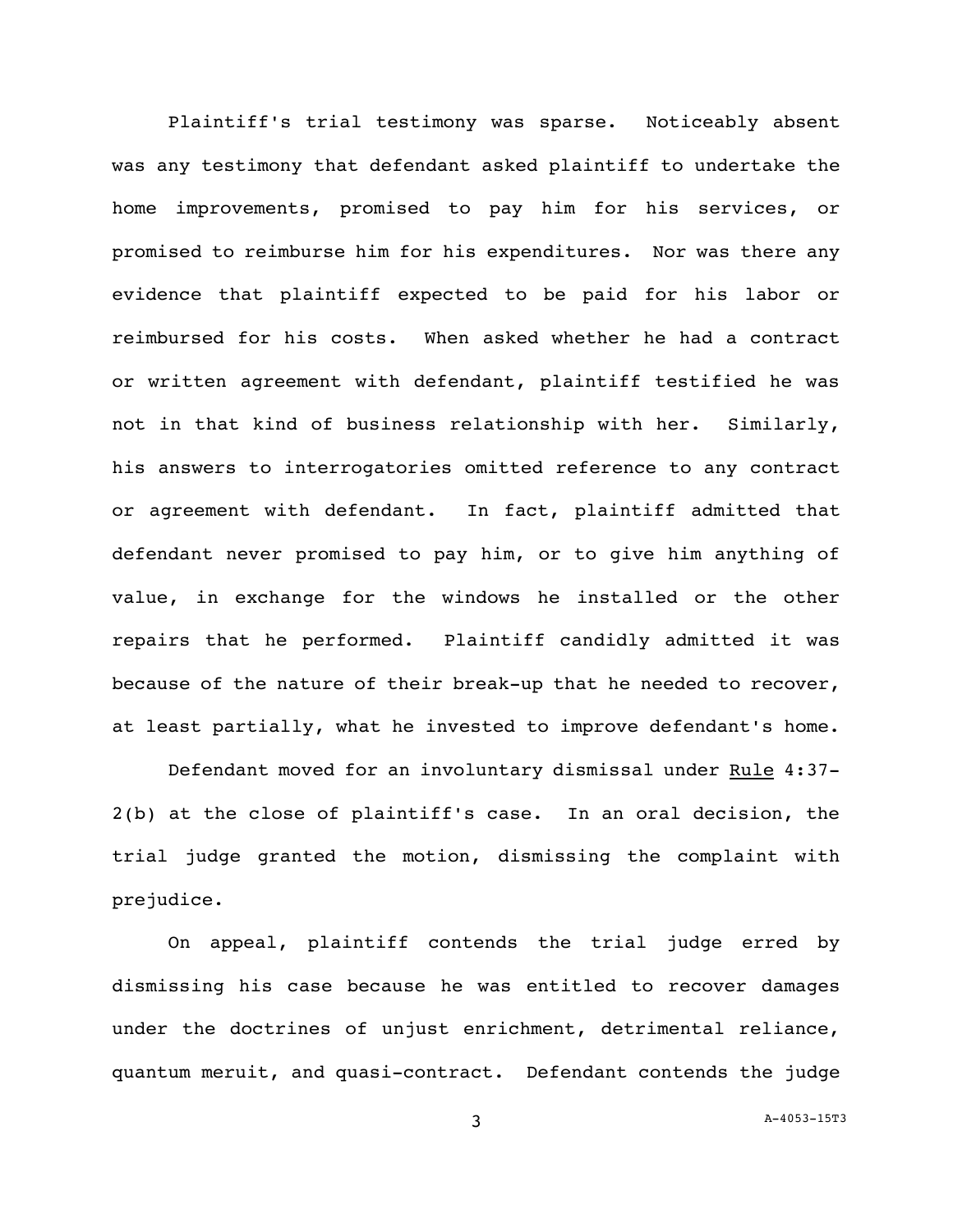Plaintiff's trial testimony was sparse. Noticeably absent was any testimony that defendant asked plaintiff to undertake the home improvements, promised to pay him for his services, or promised to reimburse him for his expenditures. Nor was there any evidence that plaintiff expected to be paid for his labor or reimbursed for his costs. When asked whether he had a contract or written agreement with defendant, plaintiff testified he was not in that kind of business relationship with her. Similarly, his answers to interrogatories omitted reference to any contract or agreement with defendant. In fact, plaintiff admitted that defendant never promised to pay him, or to give him anything of value, in exchange for the windows he installed or the other repairs that he performed. Plaintiff candidly admitted it was because of the nature of their break-up that he needed to recover, at least partially, what he invested to improve defendant's home.

Defendant moved for an involuntary dismissal under Rule 4:37-2(b) at the close of plaintiff's case. In an oral decision, the trial judge granted the motion, dismissing the complaint with prejudice.

On appeal, plaintiff contends the trial judge erred by dismissing his case because he was entitled to recover damages under the doctrines of unjust enrichment, detrimental reliance, quantum meruit, and quasi-contract. Defendant contends the judge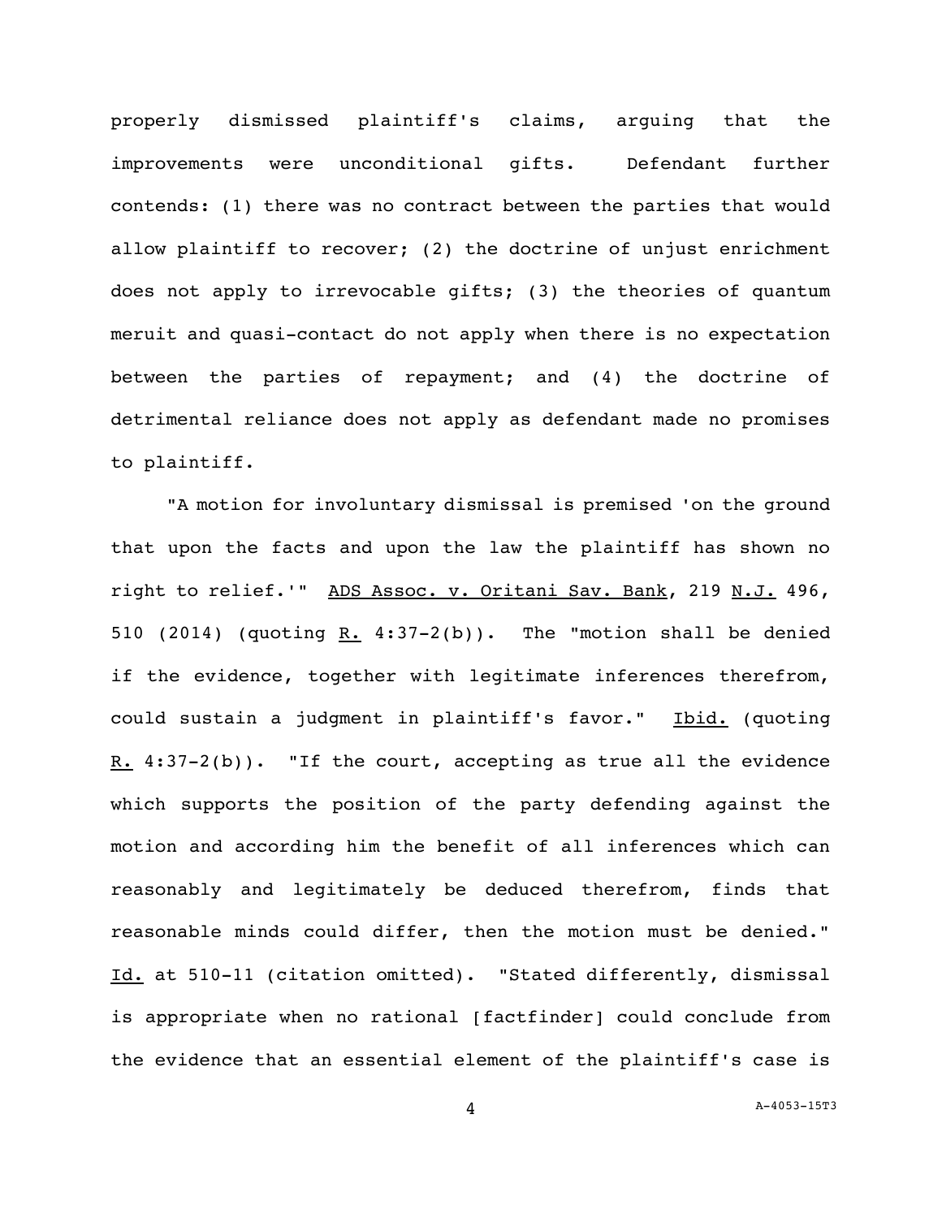properly dismissed plaintiff's claims, arguing that the improvements were unconditional gifts. Defendant further contends: (1) there was no contract between the parties that would allow plaintiff to recover; (2) the doctrine of unjust enrichment does not apply to irrevocable gifts; (3) the theories of quantum meruit and quasi-contact do not apply when there is no expectation between the parties of repayment; and (4) the doctrine of detrimental reliance does not apply as defendant made no promises to plaintiff.

"A motion for involuntary dismissal is premised 'on the ground that upon the facts and upon the law the plaintiff has shown no right to relief.'" ADS Assoc. v. Oritani Sav. Bank, 219 N.J. 496, 510 (2014) (quoting R. 4:37-2(b)). The "motion shall be denied if the evidence, together with legitimate inferences therefrom, could sustain a judgment in plaintiff's favor." Ibid. (quoting R. 4:37-2(b)). "If the court, accepting as true all the evidence which supports the position of the party defending against the motion and according him the benefit of all inferences which can reasonably and legitimately be deduced therefrom, finds that reasonable minds could differ, then the motion must be denied." Id. at 510-11 (citation omitted). "Stated differently, dismissal is appropriate when no rational [factfinder] could conclude from the evidence that an essential element of the plaintiff's case is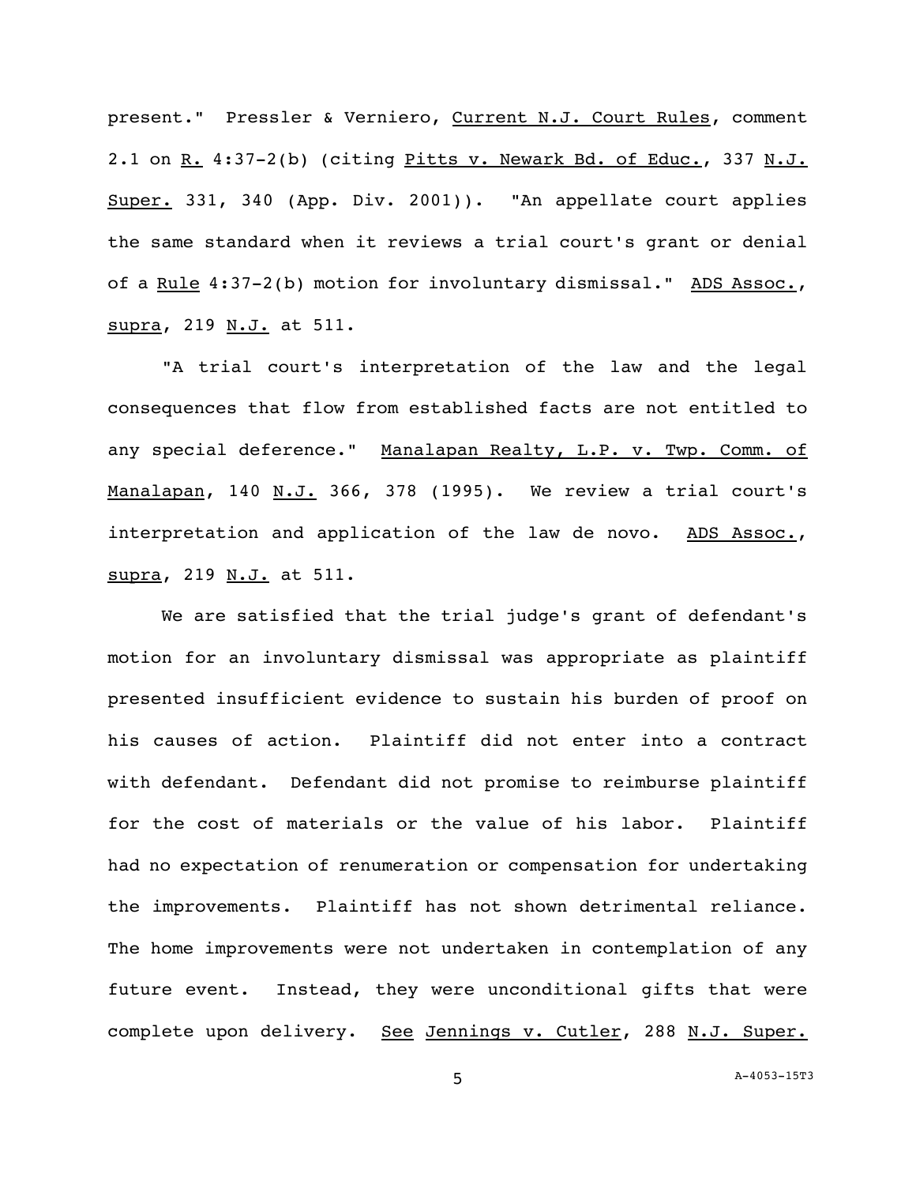present." Pressler & Verniero, Current N.J. Court Rules, comment 2.1 on R. 4:37-2(b) (citing Pitts v. Newark Bd. of Educ., 337 N.J. Super. 331, 340 (App. Div. 2001)). "An appellate court applies the same standard when it reviews a trial court's grant or denial of a Rule 4:37-2(b) motion for involuntary dismissal." ADS Assoc., supra, 219 N.J. at 511.

"A trial court's interpretation of the law and the legal consequences that flow from established facts are not entitled to any special deference." Manalapan Realty, L.P. v. Twp. Comm. of Manalapan, 140 N.J. 366, 378 (1995). We review a trial court's interpretation and application of the law de novo. ADS Assoc., supra, 219 N.J. at 511.

We are satisfied that the trial judge's grant of defendant's motion for an involuntary dismissal was appropriate as plaintiff presented insufficient evidence to sustain his burden of proof on his causes of action. Plaintiff did not enter into a contract with defendant. Defendant did not promise to reimburse plaintiff for the cost of materials or the value of his labor. Plaintiff had no expectation of renumeration or compensation for undertaking the improvements. Plaintiff has not shown detrimental reliance. The home improvements were not undertaken in contemplation of any future event. Instead, they were unconditional gifts that were complete upon delivery. See Jennings v. Cutler, 288 N.J. Super.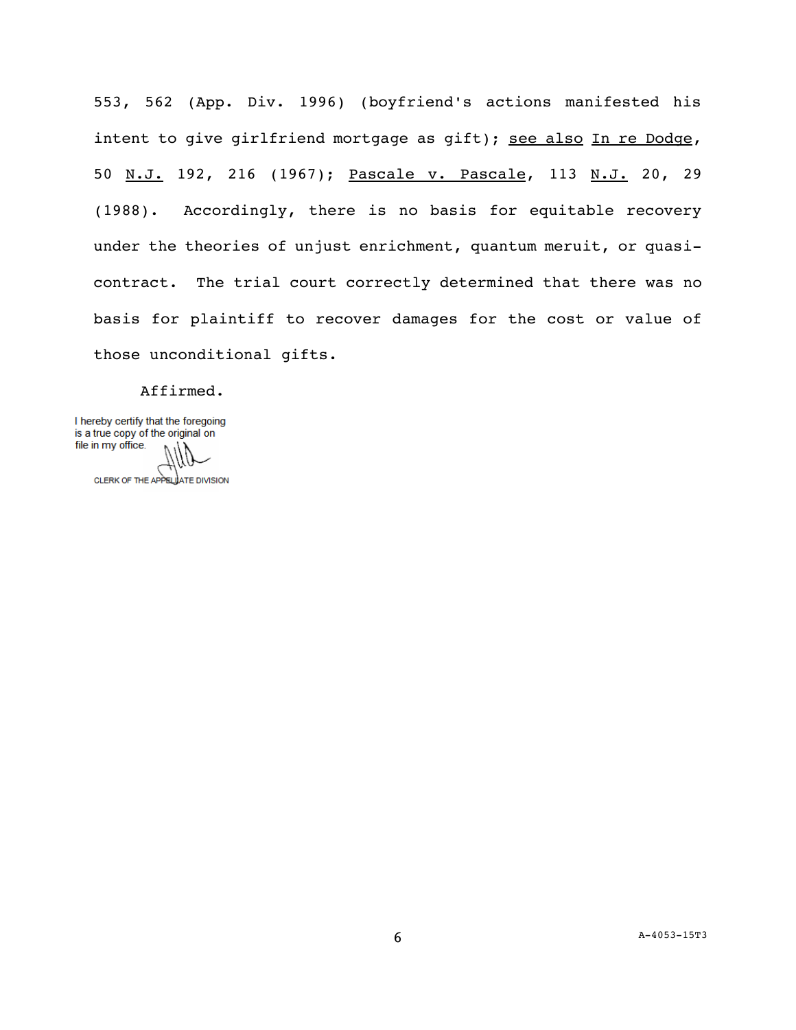553, 562 (App. Div. 1996) (boyfriend's actions manifested his intent to give girlfriend mortgage as gift); see also In re Dodge, 50 N.J. 192, 216 (1967); Pascale v. Pascale, 113 N.J. 20, 29 (1988). Accordingly, there is no basis for equitable recovery under the theories of unjust enrichment, quantum meruit, or quasi-contract. The trial court correctly determined that there was no basis for plaintiff to recover damages for the cost or value of those unconditional gifts.

Affirmed.

I hereby certify that the foregoing is a true copy of the original on file in my office.

CLERK OF THE APPELLATE DIVISION